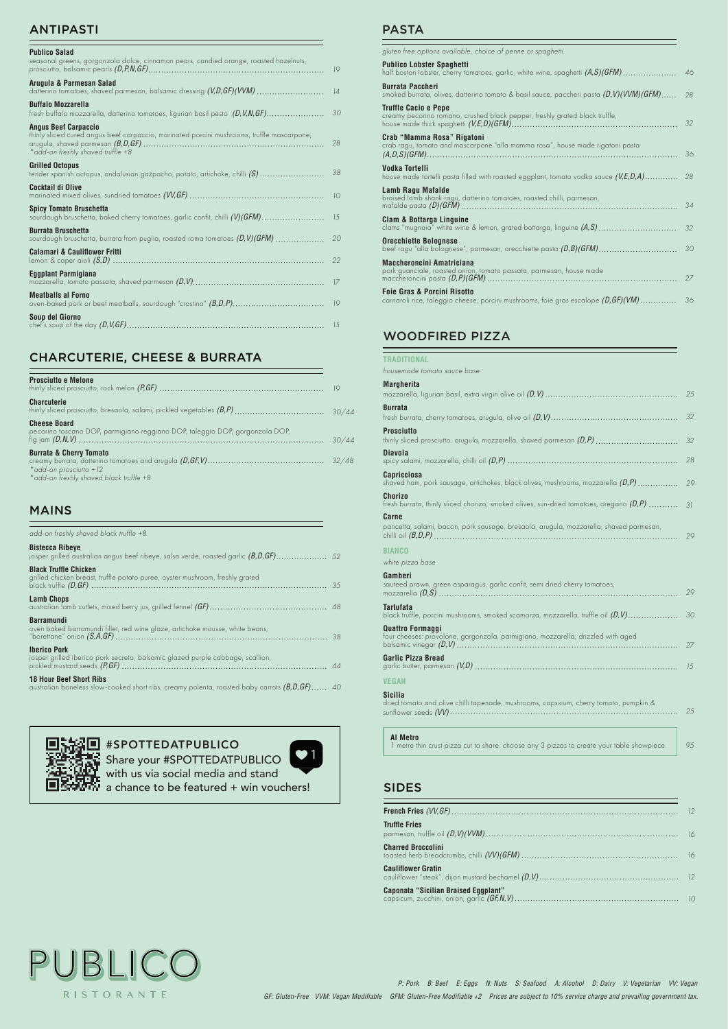## ANTIPASTI

**Publico Salad**
seasonal greens, gorgonzola dolce, cinnamon pears, candied orange, roasted hazelnuts, prosciutto, balsamic pearls *(D,P,N,GF)* ... 19

**Arugula & Parmesan Salad**
datterino tomatoes, shaved parmesan, balsamic dressing *(V,D,GF)(VVM)* ... 14

**Buffalo Mozzarella**
fresh buffalo mozzarella, datterino tomatoes, ligurian basil pesto *(D,V,N,GF)* ... 30

**Angus Beef Carpaccio**
thinly sliced cured angus beef carpaccio, marinated porcini mushrooms, truffle mascarpone, arugula, shaved parmesan *(B,D,GF)* ... 28
*add-on freshly shaved truffle +8

**Grilled Octopus**
tender spanish octopus, andalusian gazpacho, potato, artichoke, chilli *(S)* ... 38

**Cocktail di Olive**
marinated mixed olives, sundried tomatoes *(VV,GF)* ... 10

**Spicy Tomato Bruschetta**
sourdough bruschetta, baked cherry tomatoes, garlic confit, chilli *(V)(GFM)* ... 15

**Burrata Bruschetta**
sourdough bruschetta, burrata from puglia, roasted roma tomatoes *(D,V)(GFM)* ... 20

**Calamari & Cauliflower Fritti**
lemon & caper aioli *(S,D)* ... 22

**Eggplant Parmigiana**
mozzarella, tomato passata, shaved parmesan *(D,V)* ... 17

**Meatballs al Forno**
oven-baked pork or beef meatballs, sourdough "crostino" *(B,D,P)* ... 19

**Soup del Giorno**
chef's soup of the day *(D,V,GF)* ... 15

## CHARCUTERIE, CHEESE & BURRATA

**Prosciutto e Melone**
thinly sliced prosciutto, rock melon *(P,GF)* ... 19

**Charcuterie**
thinly sliced prosciutto, bresaola, salami, pickled vegetables *(B,P)* ... 30/44

**Cheese Board**
pecorino toscano DOP, parmigiano reggiano DOP, taleggio DOP, gorgonzola DOP, fig jam *(D,N,V)* ... 30/44

**Burrata & Cherry Tomato**
creamy burrata, datterino tomatoes and arugula *(D,GF,V)* ... 32/48
*add-on prosciutto +12
*add-on freshly shaved black truffle +8

## MAINS

*add-on freshly shaved black truffle +8*

**Bistecca Ribeye**
josper grilled australian angus beef ribeye, salsa verde, roasted garlic *(B,D,GF)* ... 52

**Black Truffle Chicken**
grilled chicken breast, truffle potato puree, oyster mushroom, freshly grated black truffle *(D,GF)* ... 35

**Lamb Chops**
australian lamb cutlets, mixed berry jus, grilled fennel *(GF)* ... 48

**Barramundi**
oven baked barramundi fillet, red wine glaze, artichoke mousse, white beans, "borettane" onion *(S,A,GF)* ... 38

**Iberico Pork**
josper grilled iberico pork secreto, balsamic glazed purple cabbage, scallion, pickled mustard seeds *(P,GF)* ... 44

**18 Hour Beef Short Ribs**
australian boneless slow-cooked short ribs, creamy polenta, roasted baby carrots *(B,D,GF)* ... 40

#SPOTTEDATPUBLICO
Share your #SPOTTEDATPUBLICO with us via social media and stand a chance to be featured + win vouchers!

## PASTA

*gluten free options available, choice of penne or spaghetti.*

**Publico Lobster Spaghetti**
half boston lobster, cherry tomatoes, garlic, white wine, spaghetti *(A,S)(GFM)* ... 46

**Burrata Paccheri**
smoked burrata, olives, datterino tomato & basil sauce, paccheri pasta *(D,V)(VVM)(GFM)* ... 28

**Truffle Cacio e Pepe**
creamy pecorino romano, crushed black pepper, freshly grated black truffle, house made thick spaghetti *(V,E,D)(GFM)* ... 32

**Crab "Mamma Rosa" Rigatoni**
crab ragu, tomato and mascarpone "alla mamma rosa", house made rigatoni pasta *(A,D,S)(GFM)* ... 36

**Vodka Tortelli**
house made tortelli pasta filled with roasted eggplant, tomato vodka sauce *(V,E,D,A)* ... 28

**Lamb Ragu Mafalde**
braised lamb shank ragu, datterino tomatoes, roasted chilli, parmesan, mafalde pasta *(D)(GFM)* ... 34

**Clam & Bottarga Linguine**
clams "mugnaia" white wine & lemon, grated bottarga, linguine *(A,S)* ... 32

**Orecchiette Bolognese**
beef ragu "alla bolognese", parmesan, orecchiette pasta *(D,B)(GFM)* ... 30

**Maccheroncini Amatriciana**
pork guanciale, roasted onion, tomato passata, parmesan, house made maccheroncini pasta *(D,P)(GFM)* ... 27

**Foie Gras & Porcini Risotto**
carnaroli rice, taleggio cheese, porcini mushrooms, foie gras escalope *(D,GF)(VM)* ... 36

## WOODFIRED PIZZA

### TRADITIONAL

*housemade tomato sauce base*

**Margherita**
mozzarella, ligurian basil, extra virgin olive oil *(D,V)* ... 25

**Burrata**
fresh burrata, cherry tomatoes, arugula, olive oil *(D,V)* ... 32

**Prosciutto**
thinly sliced prosciutto, arugula, mozzarella, shaved parmesan *(D,P)* ... 32

**Diavola**
spicy salami, mozzarella, chilli oil *(D,P)* ... 28

**Capricciosa**
shaved ham, pork sausage, artichokes, black olives, mushrooms, mozzarella *(D,P)* ... 29

**Chorizo**
fresh burrata, thinly sliced chorizo, smoked olives, sun-dried tomatoes, oregano *(D,P)* ... 31

**Carne**
pancetta, salami, bacon, pork sausage, bresaola, arugula, mozzarella, shaved parmesan, chilli oil *(B,D,P)* ... 29

### BIANCO

*white pizza base*

**Gamberi**
sauteed prawn, green asparagus, garlic confit, semi dried cherry tomatoes, mozzarella *(D,S)* ... 29

**Tartufata**
black truffle, porcini mushrooms, smoked scamorza, mozzarella, truffle oil *(D,V)* ... 30

**Quattro Formaggi**
four cheeses: provolone, gorgonzola, parmigiano, mozzarella, drizzled with aged balsamic vinegar *(D,V)* ... 27

**Garlic Pizza Bread**
garlic butter, parmesan *(V,D)* ... 15

### VEGAN

**Sicilia**
dried tomato and olive chilli tapenade, mushrooms, capsicum, cherry tomato, pumpkin & sunflower seeds *(VV)* ... 25

**Al Metro**
1 metre thin crust pizza cut to share. choose any 3 pizzas to create your table showpiece. ... 95

## SIDES

**French Fries** *(VV,GF)* ... 12

**Truffle Fries**
parmesan, truffle oil *(D,V)(VVM)* ... 16

**Charred Broccolini**
toasted herb breadcrumbs, chilli *(VV)(GFM)* ... 16

**Cauliflower Gratin**
cauliflower "steak", dijon mustard bechamel *(D,V)* ... 12

**Caponata "Sicilian Braised Eggplant"**
capsicum, zucchini, onion, garlic *(GF,N,V)* ... 10

PUBLICO RISTORANTE

*P: Pork B: Beef E: Eggs N: Nuts S: Seafood A: Alcohol D: Dairy V: Vegetarian VV: Vegan*
*GF: Gluten-Free VVM: Vegan Modifiable GFM: Gluten-Free Modifiable +2 Prices are subject to 10% service charge and prevailing government tax.*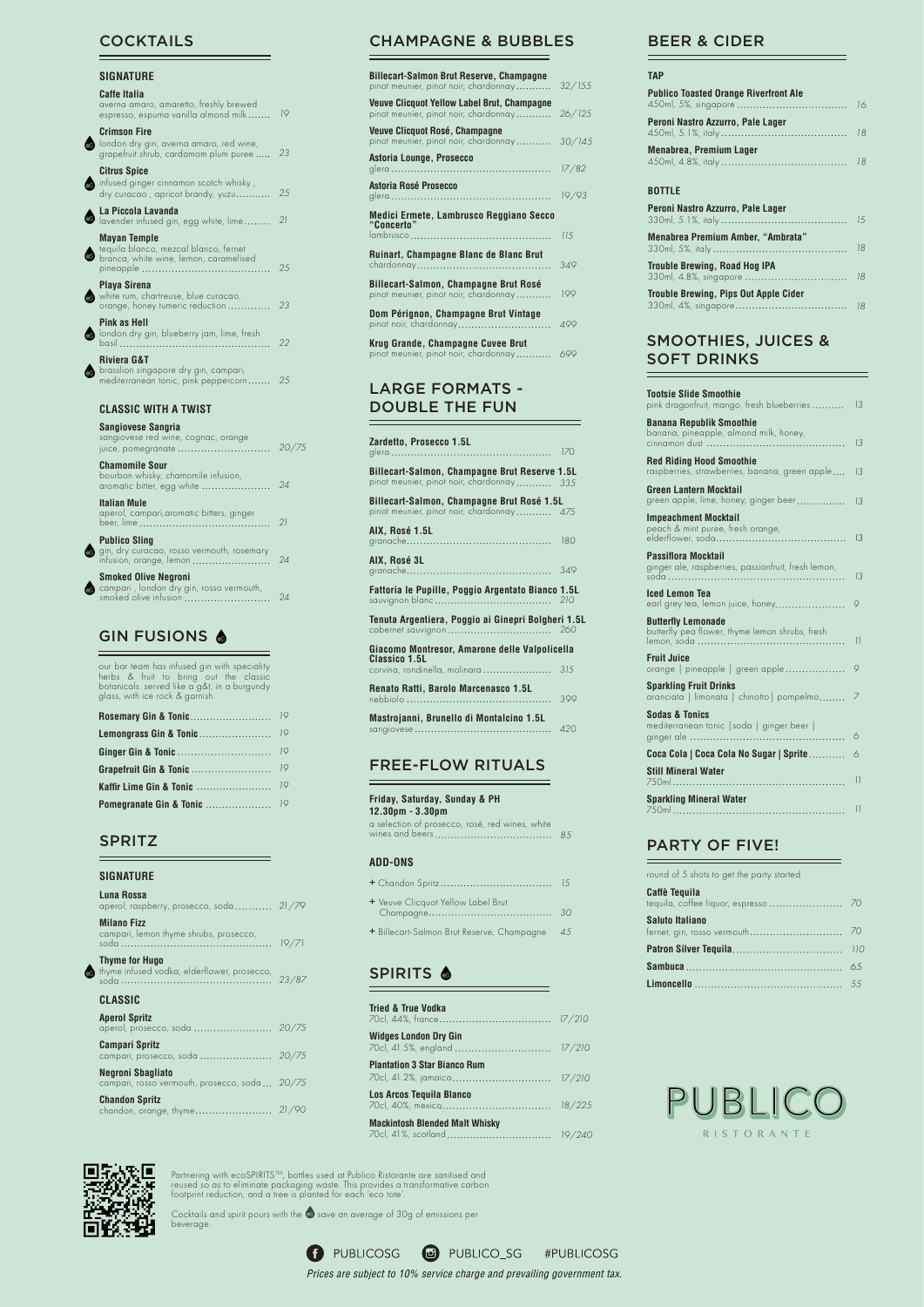## COCKTAILS

### SIGNATURE

| | |
|---|---|
| **Caffe Italia** averna amaro, amaretto, freshly brewed espresso, espuma vanilla almond milk | 19 |
| **Crimson Fire** london dry gin, averna amaro, red wine, grapefruit shrub, cardamom plum puree | 23 |
| **Citrus Spice** infused ginger cinnamon scotch whisky, dry curacao, apricot brandy, yuzu | 25 |
| **La Piccola Lavanda** lavender infused gin, egg white, lime | 21 |
| **Mayan Temple** tequila blanco, mezcal blanco, fernet branca, white wine, lemon, caramelised pineapple | 25 |
| **Playa Sirena** white rum, chartreuse, blue curacao, orange, honey tumeric reduction | 23 |
| **Pink as Hell** london dry gin, blueberry jam, lime, fresh basil | 22 |
| **Riviera G&T** brasslion singapore dry gin, campari, mediterranean tonic, pink peppercorn | 25 |

### CLASSIC WITH A TWIST

| | |
|---|---|
| **Sangiovese Sangria** sangiovese red wine, cognac, orange juice, pomegranate | 20/75 |
| **Chamomile Sour** bourbon whisky, chamomile infusion, aromatic bitter, egg white | 24 |
| **Italian Mule** aperol, campari,aromatic bitters, ginger beer, lime | 21 |
| **Publico Sling** gin, dry curacao, rosso vermouth, rosemary infusion, orange, lemon | 24 |
| **Smoked Olive Negroni** campari , london dry gin, rosso vermouth, smoked olive infusion | 24 |

## GIN FUSIONS

our bar team has infused gin with speciality herbs & fruit to bring out the classic botanicals. served like a g&t, in a burgundy glass, with ice rock & garnish.

| | |
|---|---|
| **Rosemary Gin & Tonic** | 19 |
| **Lemongrass Gin & Tonic** | 19 |
| **Ginger Gin & Tonic** | 19 |
| **Grapefruit Gin & Tonic** | 19 |
| **Kaffir Lime Gin & Tonic** | 19 |
| **Pomegranate Gin & Tonic** | 19 |

## SPRITZ

### SIGNATURE

| | |
|---|---|
| **Luna Rossa** aperol, raspberry, prosecco, soda | 21/79 |
| **Milano Fizz** campari, lemon thyme shrubs, prosecco, soda | 19/71 |
| **Thyme for Hugo** thyme infused vodka, elderflower, prosecco, soda | 23/87 |

### CLASSIC

| | |
|---|---|
| **Aperol Spritz** aperol, prosecco, soda | 20/75 |
| **Campari Spritz** campari, prosecco, soda | 20/75 |
| **Negroni Sbagliato** campari, rosso vermouth, prosecco, soda | 20/75 |
| **Chandon Spritz** chandon, orange, thyme | 21/90 |

## CHAMPAGNE & BUBBLES

| | |
|---|---|
| **Billecart-Salmon Brut Reserve, Champagne** pinot meunier, pinot noir, chardonnay | 32/155 |
| **Veuve Clicquot Yellow Label Brut, Champagne** pinot meunier, pinot noir, chardonnay | 26/125 |
| **Veuve Clicquot Rosé, Champagne** pinot meunier, pinot noir, chardonnay | 30/145 |
| **Astoria Lounge, Prosecco** glera | 17/82 |
| **Astoria Rosé Prosecco** glera | 19/93 |
| **Medici Ermete, Lambrusco Reggiano Secco "Concerto"** lambrusco | 115 |
| **Ruinart, Champagne Blanc de Blanc Brut** chardonnay | 349 |
| **Billecart-Salmon, Champagne Brut Rosé** pinot meunier, pinot noir, chardonnay | 199 |
| **Dom Pérignon, Champagne Brut Vintage** pinot noir, chardonnay | 499 |
| **Krug Grande, Champagne Cuvee Brut** pinot meunier, pinot noir, chardonnay | 699 |

## LARGE FORMATS - DOUBLE THE FUN

| | |
|---|---|
| **Zardetto, Prosecco 1.5L** glera | 170 |
| **Billecart-Salmon, Champagne Brut Reserve 1.5L** pinot meunier, pinot noir, chardonnay | 335 |
| **Billecart-Salmon, Champagne Brut Rosé 1.5L** pinot meunier, pinot noir, chardonnay | 475 |
| **AIX, Rosé 1.5L** granache | 180 |
| **AIX, Rosé 3L** granache | 349 |
| **Fattoria le Pupille, Poggio Argentato Bianco 1.5L** sauvignon blanc | 210 |
| **Tenuta Argentiera, Poggio ai Ginepri Bolgheri 1.5L** cabernet sauvignon | 260 |
| **Giacomo Montresor, Amarone delle Valpolicella Classico 1.5L** corvina, rondinella, molinara | 315 |
| **Renato Ratti, Barolo Marcenasco 1.5L** nebbiolo | 399 |
| **Mastrojanni, Brunello di Montalcino 1.5L** sangiovese | 420 |

## FREE-FLOW RITUALS

**Friday, Saturday, Sunday & PH**
**12.30pm - 3.30pm**

| | |
|---|---|
| a selection of prosecco, rosé, red wines, white wines and beers | 85 |

### ADD-ONS

| | |
|---|---|
| + Chandon Spritz | 15 |
| + Veuve Clicquot Yellow Label Brut Champagne | 30 |
| + Billecart-Salmon Brut Reserve, Champagne | 45 |

## SPIRITS

| | |
|---|---|
| **Tried & True Vodka** 70cl, 44%, france | 17/210 |
| **Widges London Dry Gin** 70cl, 41.5%, england | 17/210 |
| **Plantation 3 Star Bianco Rum** 70cl, 41.2%, jamaica | 17/210 |
| **Los Arcos Tequila Blanco** 70cl, 40%, mexico | 18/225 |
| **Mackintosh Blended Malt Whisky** 70cl, 41%, scotland | 19/240 |

## BEER & CIDER

### TAP

| | |
|---|---|
| **Publico Toasted Orange Riverfront Ale** 450ml, 5%, singapore | 16 |
| **Peroni Nastro Azzurro, Pale Lager** 450ml, 5.1%, italy | 18 |
| **Menabrea, Premium Lager** 450ml, 4.8%, italy | 18 |

### BOTTLE

| | |
|---|---|
| **Peroni Nastro Azzurro, Pale Lager** 330ml, 5.1%, italy | 15 |
| **Menabrea Premium Amber, "Ambrata"** 330ml, 5%, italy | 18 |
| **Trouble Brewing, Road Hog IPA** 330ml, 4.8%, singapore | 18 |
| **Trouble Brewing, Pips Out Apple Cider** 330ml, 4%, singapore | 18 |

## SMOOTHIES, JUICES & SOFT DRINKS

| | |
|---|---|
| **Tootsie Slide Smoothie** pink dragonfruit, mango, fresh blueberries | 13 |
| **Banana Republik Smoothie** banana, pineapple, almond milk, honey, cinnamon dust | 13 |
| **Red Riding Hood Smoothie** raspberries, strawberries, banana, green apple | 13 |
| **Green Lantern Mocktail** green apple, lime, honey, ginger beer | 13 |
| **Impeachment Mocktail** peach & mint puree, fresh orange, elderflower, soda | 13 |
| **Passiflora Mocktail** ginger ale, raspberries, passionfruit, fresh lemon, soda | 13 |
| **Iced Lemon Tea** earl grey tea, lemon juice, honey, | 9 |
| **Butterfly Lemonade** butterfly pea flower, thyme lemon shrubs, fresh lemon, soda | 11 |
| **Fruit Juice** orange \| pineapple \| green apple | 9 |
| **Sparkling Fruit Drinks** aranciata \| limonata \| chinotto\| pompelmo | 7 |
| **Sodas & Tonics** mediterranean tonic \|soda \| ginger beer \| ginger ale | 6 |
| **Coca Cola \| Coca Cola No Sugar \| Sprite** | 6 |
| **Still Mineral Water** 750ml | 11 |
| **Sparkling Mineral Water** 750ml | 11 |

## PARTY OF FIVE!

round of 5 shots to get the party started

| | |
|---|---|
| **Caffè Tequila** tequila, coffee liquor, espresso | 70 |
| **Saluto Italiano** fernet, gin, rosso vermouth | 70 |
| **Patron Silver Tequila** | 110 |
| **Sambuca** | 65 |
| **Limoncello** | 55 |

PUBLICO
RISTORANTE

Partnering with ecoSPIRITS™, bottles used at Publico Ristorante are sanitised and reused so as to eliminate packaging waste. This provides a transformative carbon footprint reduction, and a tree is planted for each 'eco tote'.

Cocktails and spirit pours with the save an average of 30g of emissions per beverage.

PUBLICOSG PUBLICO_SG #PUBLICOSG

*Prices are subject to 10% service charge and prevailing government tax.*